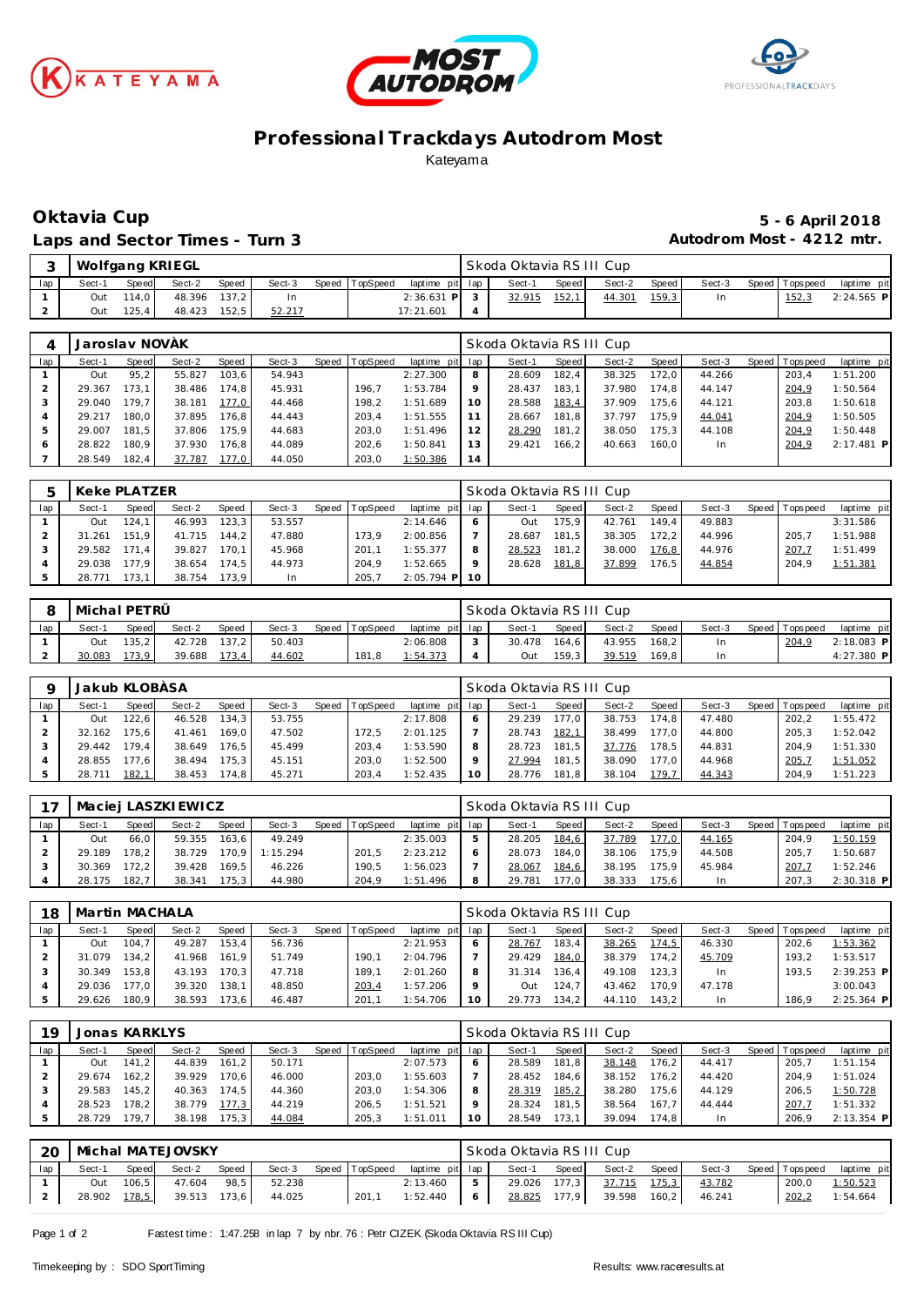# Professional Trackdays Autodrom Most

Kateyama

## Oktavia Cup

**Laps and Sector Times - Turn 3**

**5 - 6 April 2018**

**Autodrom Most - 4212 mtr.**

| 3 | Wolfgang KRIEGL | | | | | | | | Skoda Oktavia RS III Cup | | | | | | | | |
|---|---|---|---|---|---|---|---|---|---|---|---|---|---|---|---|---|---|
| lap | Sect-1 | Speed | Sect-2 | Speed | Sect-3 | Speed | TopSpeed | laptime pit | lap | Sect-1 | Speed | Sect-2 | Speed | Sect-3 | Speed | Topspeed | laptime pit |
| 1 | Out | 114,0 | 48.396 | 137,2 | In | | | 2:36.631 P | 3 | 32.915 | 152,1 | 44.301 | 159,3 | In | | 152,3 | 2:24.565 P |
| 2 | Out | 125,4 | 48.423 | 152,5 | 52.217 | | | 17:21.601 | 4 | | | | | | | | |

| 4 | Jaroslav NOVÀK | | | | | | | | Skoda Oktavia RS III Cup | | | | | | | | |
|---|---|---|---|---|---|---|---|---|---|---|---|---|---|---|---|---|---|
| lap | Sect-1 | Speed | Sect-2 | Speed | Sect-3 | Speed | TopSpeed | laptime pit | lap | Sect-1 | Speed | Sect-2 | Speed | Sect-3 | Speed | Topspeed | laptime pit |
| 1 | Out | 124,1 | 46.993 | 123,3 | 54.943 | | | 2:27.300 | 8 | 28.609 | 182,4 | 38.325 | 172,0 | 44.266 | | 203,4 | 1:51.200 |
| 2 | 29.367 | 173,1 | 38.486 | 174,8 | 45.931 | | 196,7 | 1:53.784 | 9 | 28.437 | 183,1 | 37.980 | 174,8 | 44.147 | | 204,9 | 1:50.564 |
| 3 | 29.040 | 179,7 | 38.181 | 177,0 | 44.468 | | 198,2 | 1:51.689 | 10 | 28.588 | 183,4 | 37.909 | 175,6 | 44.121 | | 203,8 | 1:50.618 |
| 4 | 29.217 | 180,0 | 37.895 | 176,8 | 44.443 | | 203,4 | 1:51.555 | 11 | 28.667 | 181,8 | 37.797 | 175,9 | 44.041 | | 204,9 | 1:50.505 |
| 5 | 29.007 | 181,5 | 37.806 | 175,9 | 44.683 | | 203,0 | 1:51.496 | 12 | 28.290 | 181,2 | 38.050 | 175,3 | 44.108 | | 204,9 | 1:50.448 |
| 6 | 28.822 | 180,9 | 37.930 | 176,8 | 44.089 | | 202,6 | 1:50.841 | 13 | 29.421 | 166,2 | 40.663 | 160,0 | In | | 204,9 | 2:17.481 P |
| 7 | 28.549 | 182,4 | 37.787 | 177,0 | 44.050 | | 203,0 | 1:50.386 | 14 | | | | | | | | |

| 5 | Keke PLATZER | | | | | | | | Skoda Oktavia RS III Cup | | | | | | | | |
|---|---|---|---|---|---|---|---|---|---|---|---|---|---|---|---|---|---|
| lap | Sect-1 | Speed | Sect-2 | Speed | Sect-3 | Speed | TopSpeed | laptime pit | lap | Sect-1 | Speed | Sect-2 | Speed | Sect-3 | Speed | Topspeed | laptime pit |
| 1 | Out | 124,1 | 46.993 | 123,3 | 53.557 | | | 2:14.646 | 6 | Out | 175,9 | 42.761 | 149,4 | 49.883 | | | 3:31.586 |
| 2 | 31.261 | 151,9 | 41.715 | 144,2 | 47.880 | | 173,9 | 2:00.856 | 7 | 28.687 | 181,5 | 38.305 | 172,2 | 44.996 | | 205,7 | 1:51.988 |
| 3 | 29.582 | 171,4 | 39.827 | 170,1 | 45.968 | | 201,1 | 1:55.377 | 8 | 28.523 | 181,2 | 38.000 | 176,8 | 44.976 | | 207,7 | 1:51.499 |
| 4 | 29.038 | 177,9 | 38.654 | 174,5 | 44.973 | | 204,9 | 1:52.665 | 9 | 28.628 | 181,8 | 37.899 | 176,5 | 44.854 | | 204,9 | 1:51.381 |
| 5 | 28.771 | 173,1 | 38.754 | 173,9 | In | | 205,7 | 2:05.794 P | 10 | | | | | | | | |

| 8 | Michal PETRŮ | | | | | | | | Skoda Oktavia RS III Cup | | | | | | | | |
|---|---|---|---|---|---|---|---|---|---|---|---|---|---|---|---|---|---|
| lap | Sect-1 | Speed | Sect-2 | Speed | Sect-3 | Speed | TopSpeed | laptime pit | lap | Sect-1 | Speed | Sect-2 | Speed | Sect-3 | Speed | Topspeed | laptime pit |
| 1 | Out | 135,2 | 42.728 | 137,2 | 50.403 | | | 2:06.808 | 3 | 30.478 | 164,6 | 43.955 | 168,2 | In | | 204,9 | 2:18.083 P |
| 2 | 30.083 | 173,9 | 39.688 | 173,4 | 44.602 | | 181,8 | 1:54.373 | 4 | Out | 159,3 | 39.519 | 169,8 | In | | | 4:27.380 P |

| 9 | Jakub KLOBÀSA | | | | | | | | Skoda Oktavia RS III Cup | | | | | | | | |
|---|---|---|---|---|---|---|---|---|---|---|---|---|---|---|---|---|---|
| lap | Sect-1 | Speed | Sect-2 | Speed | Sect-3 | Speed | TopSpeed | laptime pit | lap | Sect-1 | Speed | Sect-2 | Speed | Sect-3 | Speed | Topspeed | laptime pit |
| 1 | Out | 122,6 | 46.528 | 134,3 | 53.755 | | | 2:17.808 | 6 | 29.239 | 177,0 | 38.753 | 174,8 | 47.480 | | 202,2 | 1:55.472 |
| 2 | 32.162 | 175,6 | 41.461 | 169,0 | 47.502 | | 172,5 | 2:01.125 | 7 | 28.743 | 182,1 | 38.499 | 177,0 | 44.800 | | 205,3 | 1:52.042 |
| 3 | 29.442 | 179,4 | 38.649 | 176,5 | 45.499 | | 203,4 | 1:53.590 | 8 | 28.723 | 181,5 | 37.776 | 178,5 | 44.831 | | 204,9 | 1:51.330 |
| 4 | 28.855 | 177,6 | 38.494 | 175,3 | 45.151 | | 203,0 | 1:52.500 | 9 | 27.994 | 181,5 | 38.090 | 177,0 | 44.968 | | 205,7 | 1:51.052 |
| 5 | 28.711 | 182,1 | 38.453 | 174,8 | 45.271 | | 203,4 | 1:52.435 | 10 | 28.776 | 181,8 | 38.104 | 179,7 | 44.343 | | 204,9 | 1:51.223 |

| 17 | Maciej LASZKIEWICZ | | | | | | | | Skoda Oktavia RS III Cup | | | | | | | | |
|---|---|---|---|---|---|---|---|---|---|---|---|---|---|---|---|---|---|
| lap | Sect-1 | Speed | Sect-2 | Speed | Sect-3 | Speed | TopSpeed | laptime pit | lap | Sect-1 | Speed | Sect-2 | Speed | Sect-3 | Speed | Topspeed | laptime pit |
| 1 | Out | 66,0 | 59.355 | 163,6 | 49.249 | | | 2:35.003 | 5 | 28.205 | 184,6 | 37.789 | 177,0 | 44.165 | | 204,9 | 1:50.159 |
| 2 | 29.189 | 178,2 | 38.729 | 170,9 | 1:15.294 | | 201,5 | 2:23.212 | 6 | 28.073 | 184,0 | 38.106 | 175,9 | 44.508 | | 205,7 | 1:50.687 |
| 3 | 30.369 | 172,2 | 39.428 | 169,5 | 46.226 | | 190,5 | 1:56.023 | 7 | 28.067 | 184,6 | 38.195 | 175,9 | 45.984 | | 207,7 | 1:52.246 |
| 4 | 28.175 | 182,7 | 38.341 | 175,3 | 44.980 | | 204,9 | 1:51.496 | 8 | 29.781 | 177,0 | 38.333 | 175,6 | In | | 207,3 | 2:30.318 P |

| 18 | Martin MACHALA | | | | | | | | Skoda Oktavia RS III Cup | | | | | | | | |
|---|---|---|---|---|---|---|---|---|---|---|---|---|---|---|---|---|---|
| lap | Sect-1 | Speed | Sect-2 | Speed | Sect-3 | Speed | TopSpeed | laptime pit | lap | Sect-1 | Speed | Sect-2 | Speed | Sect-3 | Speed | Topspeed | laptime pit |
| 1 | Out | 104,7 | 49.287 | 153,4 | 56.736 | | | 2:21.953 | 6 | 28.767 | 183,4 | 38.265 | 174,5 | 46.330 | | 202,6 | 1:53.362 |
| 2 | 31.079 | 134,2 | 41.968 | 161,9 | 51.749 | | 190,1 | 2:04.796 | 7 | 29.429 | 184,0 | 38.379 | 174,2 | 45.709 | | 193,2 | 1:53.517 |
| 3 | 30.349 | 153,8 | 43.193 | 170,3 | 47.718 | | 189,1 | 2:01.260 | 8 | 31.314 | 136,4 | 49.108 | 123,3 | In | | 193,5 | 2:39.253 P |
| 4 | 29.036 | 177,0 | 39.320 | 138,1 | 48.850 | | 203,4 | 1:57.206 | 9 | Out | 124,7 | 43.462 | 170,9 | 47.178 | | | 3:00.043 |
| 5 | 29.626 | 180,9 | 38.593 | 173,6 | 46.487 | | 201,1 | 1:54.706 | 10 | 29.773 | 134,2 | 44.110 | 143,2 | In | | 186,9 | 2:25.364 P |

| 19 | Jonas KARKLYS | | | | | | | | Skoda Oktavia RS III Cup | | | | | | | | |
|---|---|---|---|---|---|---|---|---|---|---|---|---|---|---|---|---|---|
| lap | Sect-1 | Speed | Sect-2 | Speed | Sect-3 | Speed | TopSpeed | laptime pit | lap | Sect-1 | Speed | Sect-2 | Speed | Sect-3 | Speed | Topspeed | laptime pit |
| 1 | Out | 141,2 | 44.839 | 161,2 | 50.171 | | | 2:07.573 | 6 | 28.589 | 181,8 | 38.148 | 176,2 | 44.417 | | 205,7 | 1:51.154 |
| 2 | 29.674 | 162,2 | 39.929 | 170,6 | 46.000 | | 203,0 | 1:55.603 | 7 | 28.452 | 184,6 | 38.152 | 176,2 | 44.420 | | 204,9 | 1:51.024 |
| 3 | 29.583 | 145,2 | 40.363 | 174,5 | 44.360 | | 203,0 | 1:54.306 | 8 | 28.319 | 185,2 | 38.280 | 175,6 | 44.129 | | 206,5 | 1:50.728 |
| 4 | 28.523 | 178,2 | 38.779 | 177,3 | 44.219 | | 206,5 | 1:51.521 | 9 | 28.324 | 181,5 | 38.564 | 167,7 | 44.444 | | 207,7 | 1:51.332 |
| 5 | 28.729 | 179,7 | 38.198 | 175,3 | 44.084 | | 205,3 | 1:51.011 | 10 | 28.549 | 173,1 | 39.094 | 174,8 | In | | 206,9 | 2:13.354 P |

| 20 | Michal MATEJOVSKY | | | | | | | | Skoda Oktavia RS III Cup | | | | | | | | |
|---|---|---|---|---|---|---|---|---|---|---|---|---|---|---|---|---|---|
| lap | Sect-1 | Speed | Sect-2 | Speed | Sect-3 | Speed | TopSpeed | laptime pit | lap | Sect-1 | Speed | Sect-2 | Speed | Sect-3 | Speed | Topspeed | laptime pit |
| 1 | Out | 106,5 | 47.604 | 98,5 | 52.238 | | | 2:13.460 | 5 | 29.026 | 177,3 | 37.715 | 175,3 | 43.782 | | 200,0 | 1:50.523 |
| 2 | 28.902 | 178,5 | 39.513 | 173,6 | 44.025 | | 201,1 | 1:52.440 | 6 | 28.825 | 177,9 | 39.598 | 160,2 | 46.241 | | 202,2 | 1:54.664 |

Fastest time : 1:47.258 in lap 7 by nbr. 76 : Petr CIZEK (Skoda Oktavia RS III Cup)

Timekeeping by : SDO SportTiming

Results: www.raceresults.at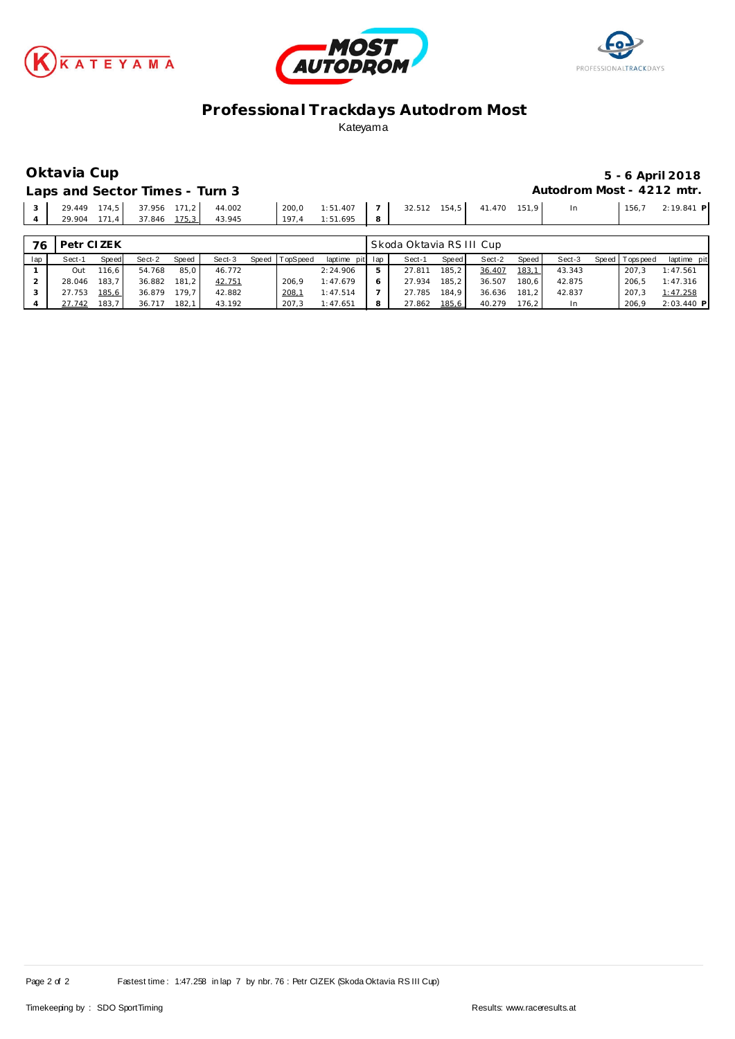# Professional Trackdays Autodrom Most

Kateyama

## Oktavia Cup

**5 - 6 April 2018**

### Laps and Sector Times - Turn 3

**Autodrom Most - 4212 mtr.**

| | | | | | | | | | | | | | | | | | | | | |
|---|---|---|---|---|---|---|---|---|---|---|---|---|---|---|---|---|---|---|---|---|
| 3 | 29.449 | 174,5 | 37.956 | 171,2 | 44.002 | | 200,0 | 1:51.407 | 7 | 32.512 | 154,5 | 41.470 | 151,9 | In | | 156,7 | 2:19.841 **P** |
| 4 | 29.904 | 171,4 | 37.846 | 175,3 | 43.945 | | 197,4 | 1:51.695 | 8 | | | | | | | | |

| 76 | Petr CIZEK | | | | | | | | Skoda Oktavia RS III Cup | | | | | | | | |
|---|---|---|---|---|---|---|---|---|---|---|---|---|---|---|---|---|---|
| lap | Sect-1 | Speed | Sect-2 | Speed | Sect-3 | Speed | TopSpeed | laptime pit | lap | Sect-1 | Speed | Sect-2 | Speed | Sect-3 | Speed | Topspeed | laptime pit |
| 1 | Out | 116,6 | 54.768 | 85,0 | 46.772 | | | 2:24.906 | 5 | 27.811 | 185,2 | 36.407 | 183,1 | 43.343 | | 207,3 | 1:47.561 |
| 2 | 28.046 | 183,7 | 36.882 | 181,2 | 42.751 | | 206,9 | 1:47.679 | 6 | 27.934 | 185,2 | 36.507 | 180,6 | 42.875 | | 206,5 | 1:47.316 |
| 3 | 27.753 | 185,6 | 36.879 | 179,7 | 42.882 | | 208,1 | 1:47.514 | 7 | 27.785 | 184,9 | 36.636 | 181,2 | 42.837 | | 207,3 | 1:47.258 |
| 4 | 27.742 | 183,7 | 36.717 | 182,1 | 43.192 | | 207,3 | 1:47.651 | 8 | 27.862 | 185,6 | 40.279 | 176,2 | In | | 206,9 | 2:03.440 **P** |

Fastest time : 1:47.258 in lap 7 by nbr. 76 : Petr CIZEK (Skoda Oktavia RS III Cup)

Timekeeping by : SDO SportTiming

Results: www.raceresults.at